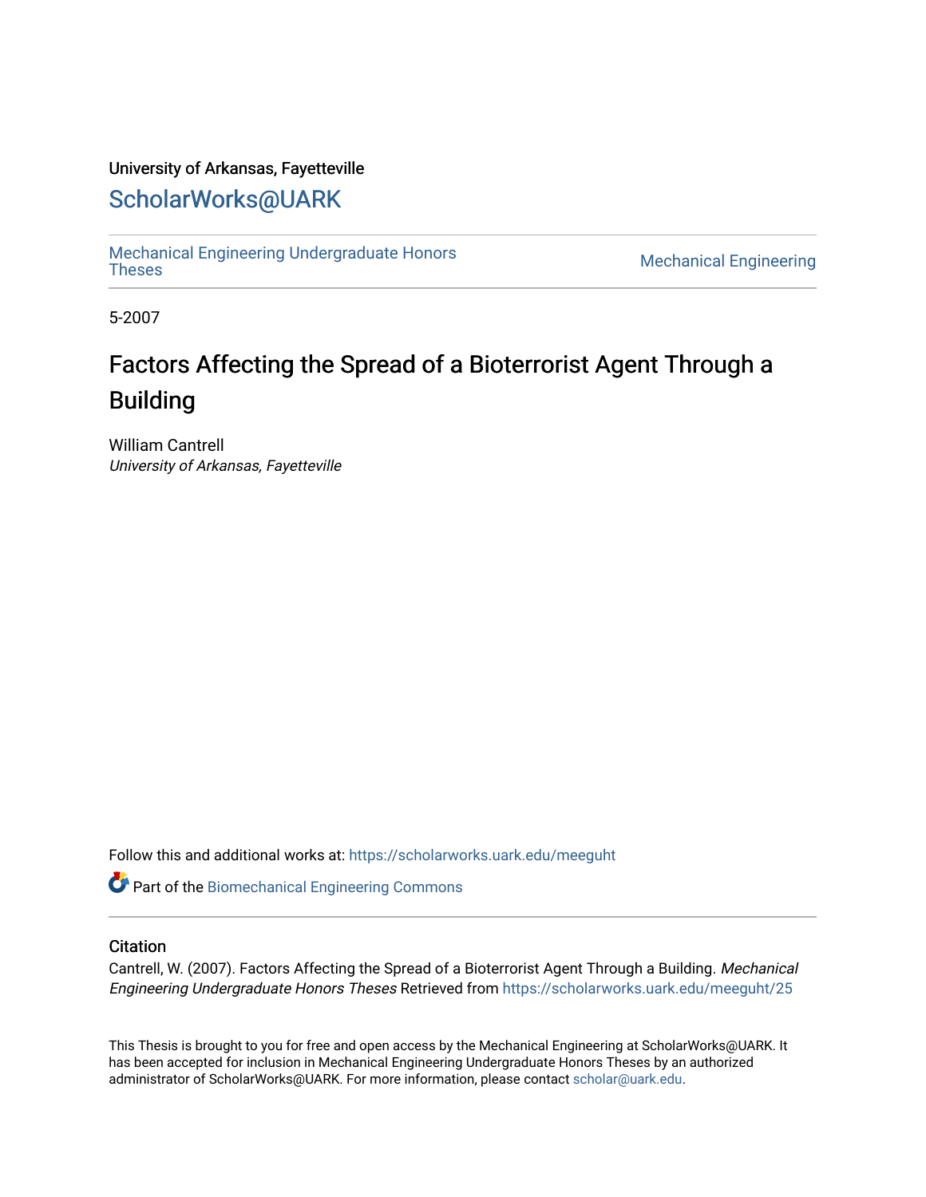University of Arkansas, Fayetteville

# ScholarWorks@UARK

Mechanical Engineering Undergraduate Honors Theses | Mechanical Engineering

5-2007

# Factors Affecting the Spread of a Bioterrorist Agent Through a Building

William Cantrell
*University of Arkansas, Fayetteville*

Follow this and additional works at: https://scholarworks.uark.edu/meeguht

Part of the Biomechanical Engineering Commons

## Citation

Cantrell, W. (2007). Factors Affecting the Spread of a Bioterrorist Agent Through a Building. *Mechanical Engineering Undergraduate Honors Theses* Retrieved from https://scholarworks.uark.edu/meeguht/25

This Thesis is brought to you for free and open access by the Mechanical Engineering at ScholarWorks@UARK. It has been accepted for inclusion in Mechanical Engineering Undergraduate Honors Theses by an authorized administrator of ScholarWorks@UARK. For more information, please contact scholar@uark.edu.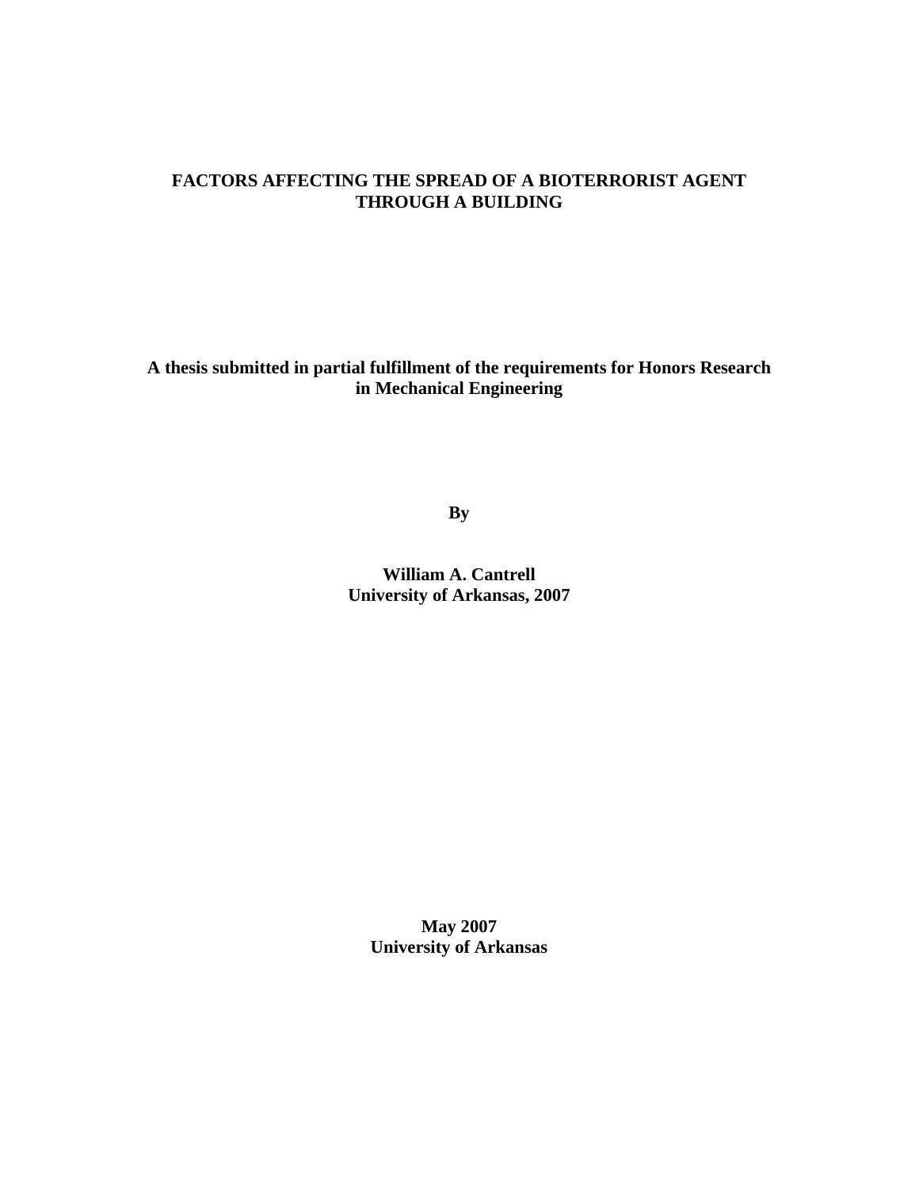# FACTORS AFFECTING THE SPREAD OF A BIOTERRORIST AGENT THROUGH A BUILDING

**A thesis submitted in partial fulfillment of the requirements for Honors Research in Mechanical Engineering**

**By**

**William A. Cantrell**
**University of Arkansas, 2007**

**May 2007**
**University of Arkansas**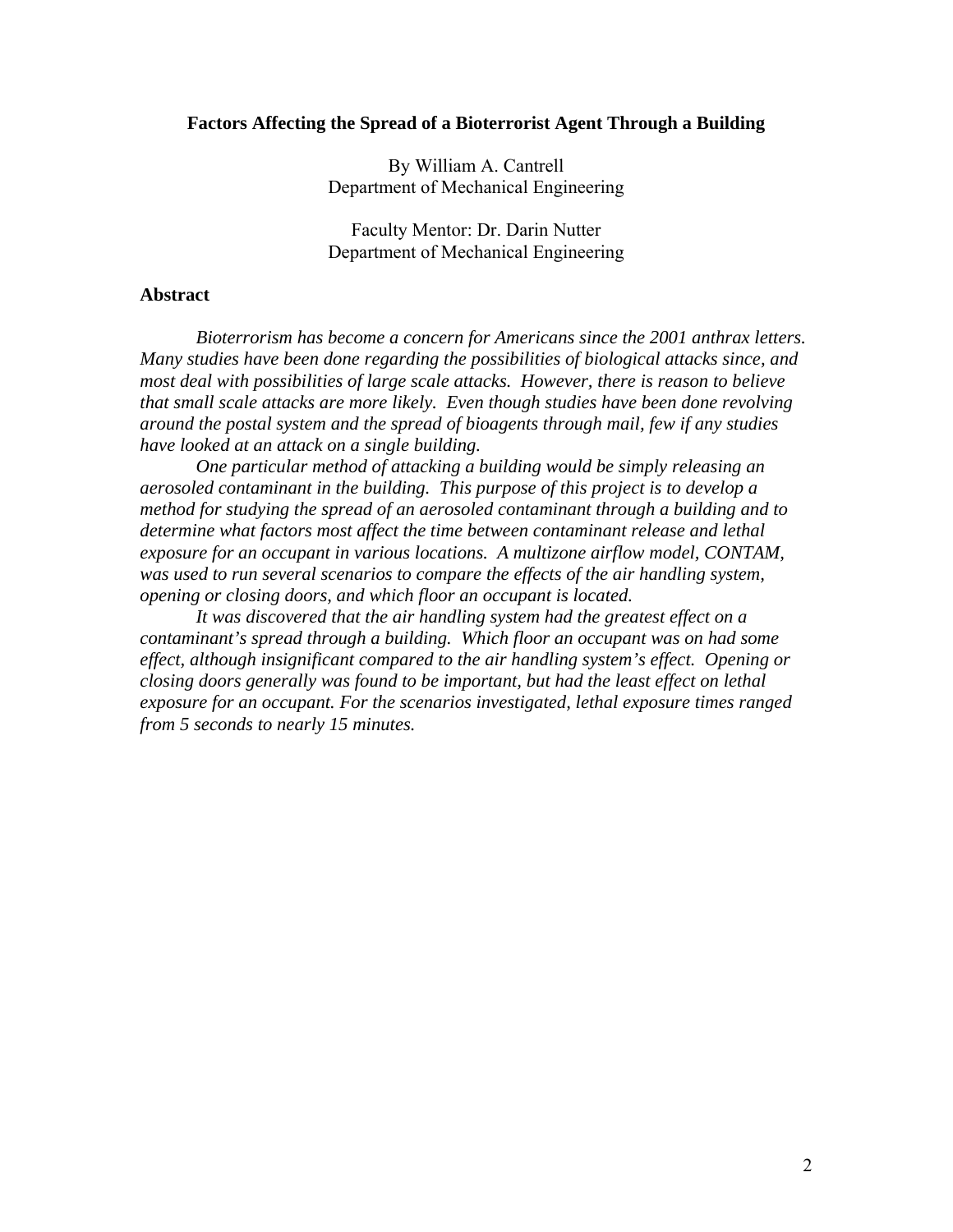# Factors Affecting the Spread of a Bioterrorist Agent Through a Building

By William A. Cantrell
Department of Mechanical Engineering

Faculty Mentor: Dr. Darin Nutter
Department of Mechanical Engineering

## Abstract

*Bioterrorism has become a concern for Americans since the 2001 anthrax letters. Many studies have been done regarding the possibilities of biological attacks since, and most deal with possibilities of large scale attacks. However, there is reason to believe that small scale attacks are more likely. Even though studies have been done revolving around the postal system and the spread of bioagents through mail, few if any studies have looked at an attack on a single building.*

*One particular method of attacking a building would be simply releasing an aerosoled contaminant in the building. This purpose of this project is to develop a method for studying the spread of an aerosoled contaminant through a building and to determine what factors most affect the time between contaminant release and lethal exposure for an occupant in various locations. A multizone airflow model, CONTAM, was used to run several scenarios to compare the effects of the air handling system, opening or closing doors, and which floor an occupant is located.*

*It was discovered that the air handling system had the greatest effect on a contaminant's spread through a building. Which floor an occupant was on had some effect, although insignificant compared to the air handling system's effect. Opening or closing doors generally was found to be important, but had the least effect on lethal exposure for an occupant. For the scenarios investigated, lethal exposure times ranged from 5 seconds to nearly 15 minutes.*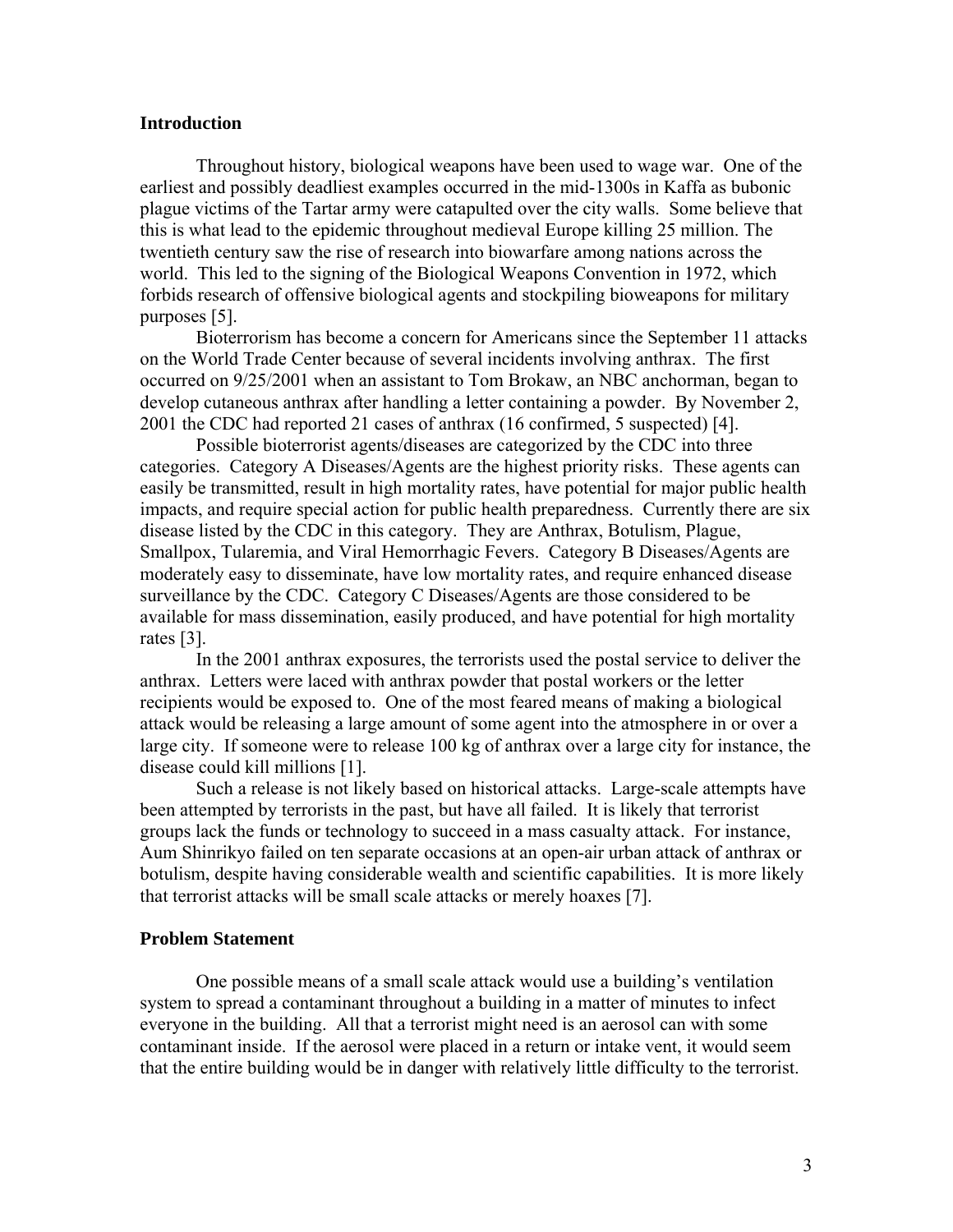## Introduction

Throughout history, biological weapons have been used to wage war. One of the earliest and possibly deadliest examples occurred in the mid-1300s in Kaffa as bubonic plague victims of the Tartar army were catapulted over the city walls. Some believe that this is what lead to the epidemic throughout medieval Europe killing 25 million. The twentieth century saw the rise of research into biowarfare among nations across the world. This led to the signing of the Biological Weapons Convention in 1972, which forbids research of offensive biological agents and stockpiling bioweapons for military purposes [5].

Bioterrorism has become a concern for Americans since the September 11 attacks on the World Trade Center because of several incidents involving anthrax. The first occurred on 9/25/2001 when an assistant to Tom Brokaw, an NBC anchorman, began to develop cutaneous anthrax after handling a letter containing a powder. By November 2, 2001 the CDC had reported 21 cases of anthrax (16 confirmed, 5 suspected) [4].

Possible bioterrorist agents/diseases are categorized by the CDC into three categories. Category A Diseases/Agents are the highest priority risks. These agents can easily be transmitted, result in high mortality rates, have potential for major public health impacts, and require special action for public health preparedness. Currently there are six disease listed by the CDC in this category. They are Anthrax, Botulism, Plague, Smallpox, Tularemia, and Viral Hemorrhagic Fevers. Category B Diseases/Agents are moderately easy to disseminate, have low mortality rates, and require enhanced disease surveillance by the CDC. Category C Diseases/Agents are those considered to be available for mass dissemination, easily produced, and have potential for high mortality rates [3].

In the 2001 anthrax exposures, the terrorists used the postal service to deliver the anthrax. Letters were laced with anthrax powder that postal workers or the letter recipients would be exposed to. One of the most feared means of making a biological attack would be releasing a large amount of some agent into the atmosphere in or over a large city. If someone were to release 100 kg of anthrax over a large city for instance, the disease could kill millions [1].

Such a release is not likely based on historical attacks. Large-scale attempts have been attempted by terrorists in the past, but have all failed. It is likely that terrorist groups lack the funds or technology to succeed in a mass casualty attack. For instance, Aum Shinrikyo failed on ten separate occasions at an open-air urban attack of anthrax or botulism, despite having considerable wealth and scientific capabilities. It is more likely that terrorist attacks will be small scale attacks or merely hoaxes [7].

## Problem Statement

One possible means of a small scale attack would use a building's ventilation system to spread a contaminant throughout a building in a matter of minutes to infect everyone in the building. All that a terrorist might need is an aerosol can with some contaminant inside. If the aerosol were placed in a return or intake vent, it would seem that the entire building would be in danger with relatively little difficulty to the terrorist.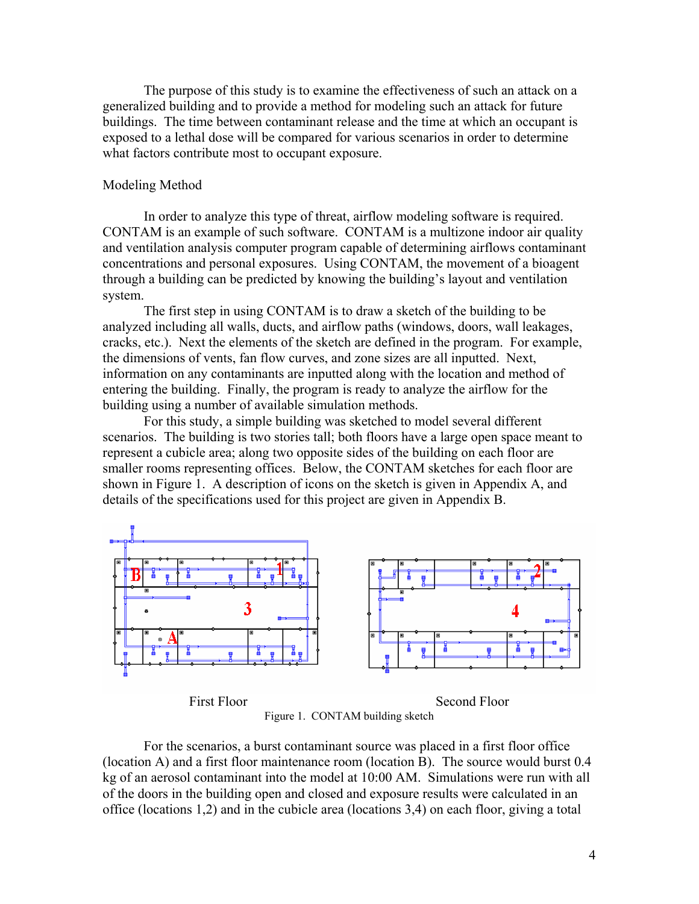The purpose of this study is to examine the effectiveness of such an attack on a generalized building and to provide a method for modeling such an attack for future buildings. The time between contaminant release and the time at which an occupant is exposed to a lethal dose will be compared for various scenarios in order to determine what factors contribute most to occupant exposure.

## Modeling Method

In order to analyze this type of threat, airflow modeling software is required. CONTAM is an example of such software. CONTAM is a multizone indoor air quality and ventilation analysis computer program capable of determining airflows contaminant concentrations and personal exposures. Using CONTAM, the movement of a bioagent through a building can be predicted by knowing the building's layout and ventilation system.

The first step in using CONTAM is to draw a sketch of the building to be analyzed including all walls, ducts, and airflow paths (windows, doors, wall leakages, cracks, etc.). Next the elements of the sketch are defined in the program. For example, the dimensions of vents, fan flow curves, and zone sizes are all inputted. Next, information on any contaminants are inputted along with the location and method of entering the building. Finally, the program is ready to analyze the airflow for the building using a number of available simulation methods.

For this study, a simple building was sketched to model several different scenarios. The building is two stories tall; both floors have a large open space meant to represent a cubicle area; along two opposite sides of the building on each floor are smaller rooms representing offices. Below, the CONTAM sketches for each floor are shown in Figure 1. A description of icons on the sketch is given in Appendix A, and details of the specifications used for this project are given in Appendix B.

First Floor Second Floor

Figure 1. CONTAM building sketch

For the scenarios, a burst contaminant source was placed in a first floor office (location A) and a first floor maintenance room (location B). The source would burst 0.4 kg of an aerosol contaminant into the model at 10:00 AM. Simulations were run with all of the doors in the building open and closed and exposure results were calculated in an office (locations 1,2) and in the cubicle area (locations 3,4) on each floor, giving a total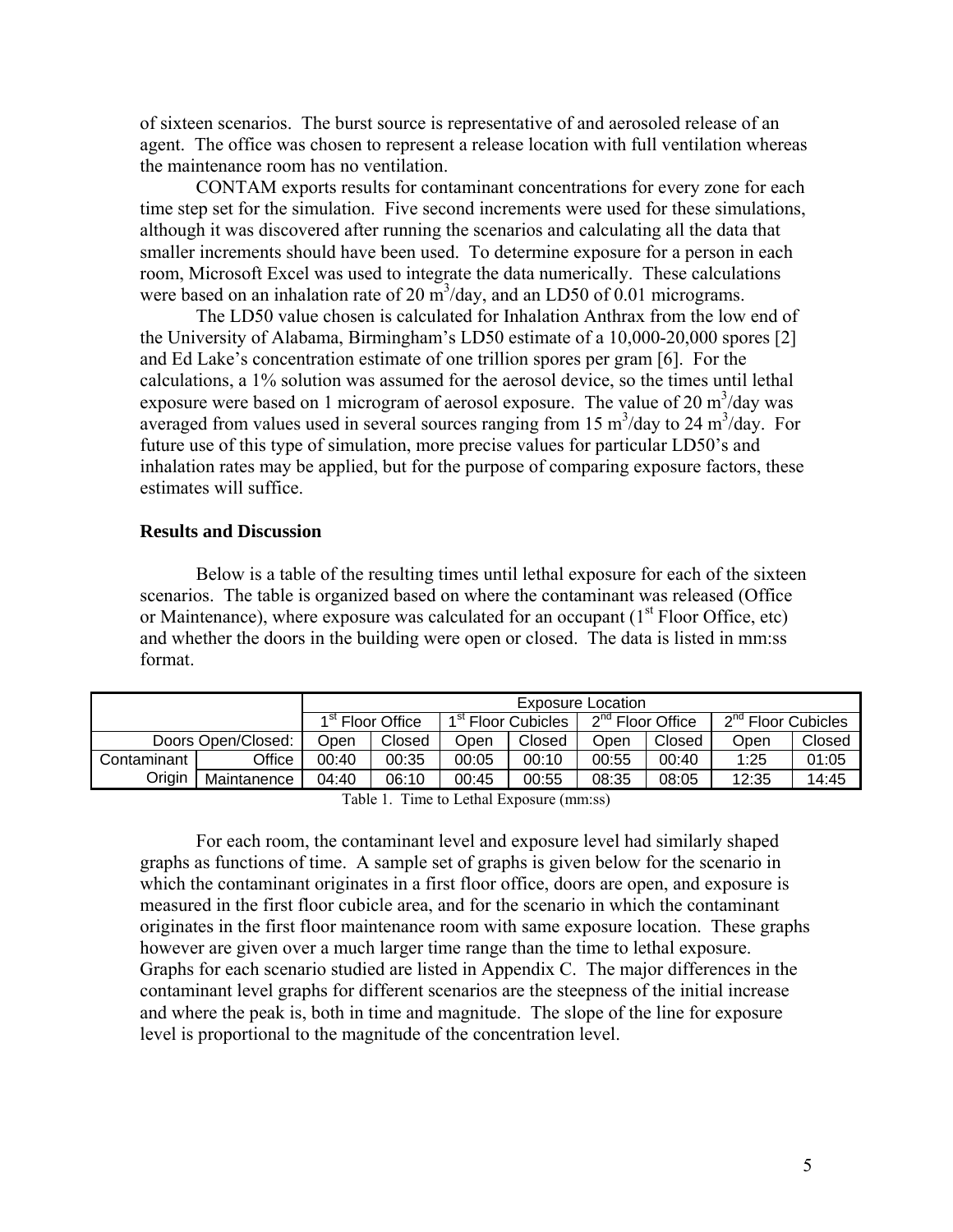of sixteen scenarios. The burst source is representative of and aerosoled release of an agent. The office was chosen to represent a release location with full ventilation whereas the maintenance room has no ventilation.

CONTAM exports results for contaminant concentrations for every zone for each time step set for the simulation. Five second increments were used for these simulations, although it was discovered after running the scenarios and calculating all the data that smaller increments should have been used. To determine exposure for a person in each room, Microsoft Excel was used to integrate the data numerically. These calculations were based on an inhalation rate of 20 $m^3$/day, and an LD50 of 0.01 micrograms.

The LD50 value chosen is calculated for Inhalation Anthrax from the low end of the University of Alabama, Birmingham's LD50 estimate of a 10,000-20,000 spores [2] and Ed Lake's concentration estimate of one trillion spores per gram [6]. For the calculations, a 1% solution was assumed for the aerosol device, so the times until lethal exposure were based on 1 microgram of aerosol exposure. The value of 20 $m^3$/day was averaged from values used in several sources ranging from 15 $m^3$/day to 24 $m^3$/day. For future use of this type of simulation, more precise values for particular LD50's and inhalation rates may be applied, but for the purpose of comparing exposure factors, these estimates will suffice.

**Results and Discussion**

Below is a table of the resulting times until lethal exposure for each of the sixteen scenarios. The table is organized based on where the contaminant was released (Office or Maintenance), where exposure was calculated for an occupant (1st Floor Office, etc) and whether the doors in the building were open or closed. The data is listed in mm:ss format.

| | | Exposure Location | | | | | | | |
|---|---|---|---|---|---|---|---|---|---|
| | | 1st Floor Office | | 1st Floor Cubicles | | 2nd Floor Office | | 2nd Floor Cubicles | |
| | Doors Open/Closed: | Open | Closed | Open | Closed | Open | Closed | Open | Closed |
| Contaminant Origin | Office | 00:40 | 00:35 | 00:05 | 00:10 | 00:55 | 00:40 | 1:25 | 01:05 |
| | Maintanence | 04:40 | 06:10 | 00:45 | 00:55 | 08:35 | 08:05 | 12:35 | 14:45 |

Table 1. Time to Lethal Exposure (mm:ss)

For each room, the contaminant level and exposure level had similarly shaped graphs as functions of time. A sample set of graphs is given below for the scenario in which the contaminant originates in a first floor office, doors are open, and exposure is measured in the first floor cubicle area, and for the scenario in which the contaminant originates in the first floor maintenance room with same exposure location. These graphs however are given over a much larger time range than the time to lethal exposure. Graphs for each scenario studied are listed in Appendix C. The major differences in the contaminant level graphs for different scenarios are the steepness of the initial increase and where the peak is, both in time and magnitude. The slope of the line for exposure level is proportional to the magnitude of the concentration level.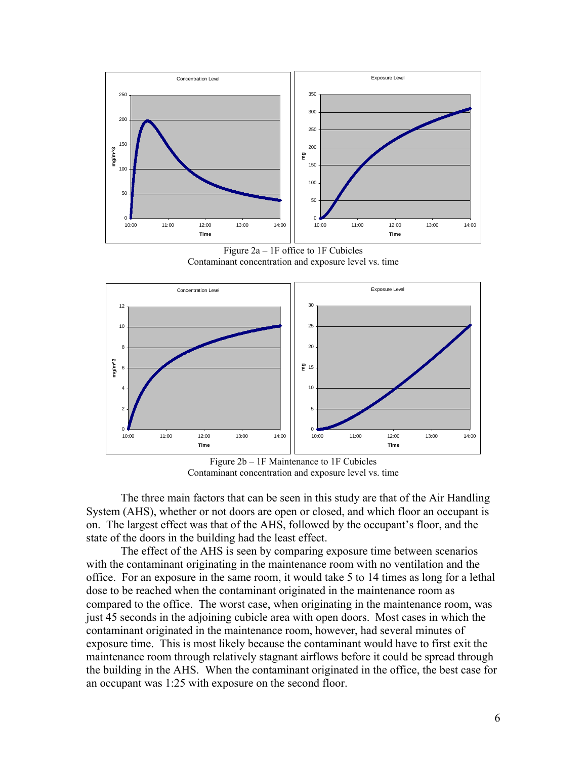Figure 2a – 1F office to 1F Cubicles
Contaminant concentration and exposure level vs. time

Figure 2b – 1F Maintenance to 1F Cubicles
Contaminant concentration and exposure level vs. time

The three main factors that can be seen in this study are that of the Air Handling System (AHS), whether or not doors are open or closed, and which floor an occupant is on. The largest effect was that of the AHS, followed by the occupant's floor, and the state of the doors in the building had the least effect.

The effect of the AHS is seen by comparing exposure time between scenarios with the contaminant originating in the maintenance room with no ventilation and the office. For an exposure in the same room, it would take 5 to 14 times as long for a lethal dose to be reached when the contaminant originated in the maintenance room as compared to the office. The worst case, when originating in the maintenance room, was just 45 seconds in the adjoining cubicle area with open doors. Most cases in which the contaminant originated in the maintenance room, however, had several minutes of exposure time. This is most likely because the contaminant would have to first exit the maintenance room through relatively stagnant airflows before it could be spread through the building in the AHS. When the contaminant originated in the office, the best case for an occupant was 1:25 with exposure on the second floor.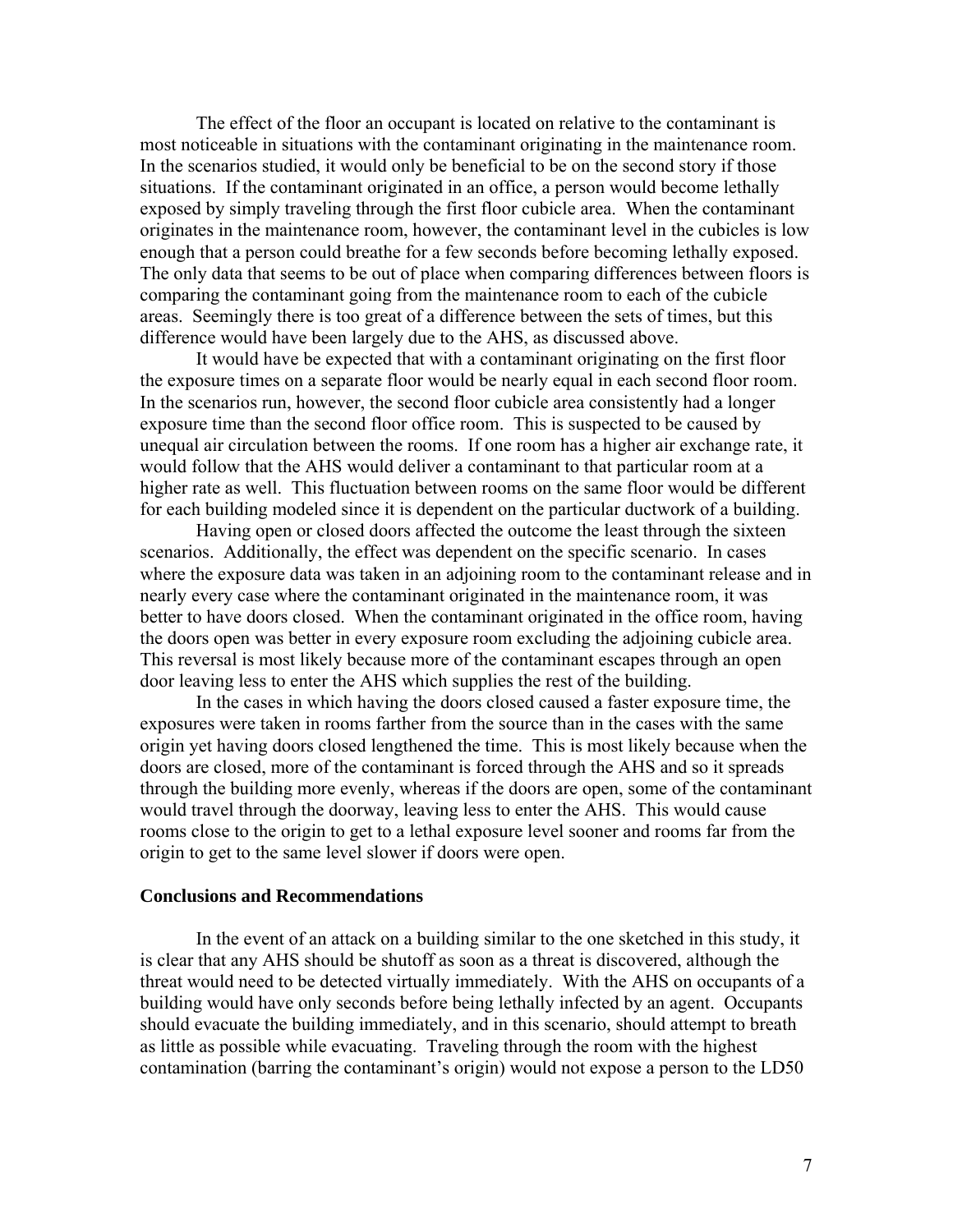The effect of the floor an occupant is located on relative to the contaminant is most noticeable in situations with the contaminant originating in the maintenance room. In the scenarios studied, it would only be beneficial to be on the second story if those situations. If the contaminant originated in an office, a person would become lethally exposed by simply traveling through the first floor cubicle area. When the contaminant originates in the maintenance room, however, the contaminant level in the cubicles is low enough that a person could breathe for a few seconds before becoming lethally exposed. The only data that seems to be out of place when comparing differences between floors is comparing the contaminant going from the maintenance room to each of the cubicle areas. Seemingly there is too great of a difference between the sets of times, but this difference would have been largely due to the AHS, as discussed above.

It would have be expected that with a contaminant originating on the first floor the exposure times on a separate floor would be nearly equal in each second floor room. In the scenarios run, however, the second floor cubicle area consistently had a longer exposure time than the second floor office room. This is suspected to be caused by unequal air circulation between the rooms. If one room has a higher air exchange rate, it would follow that the AHS would deliver a contaminant to that particular room at a higher rate as well. This fluctuation between rooms on the same floor would be different for each building modeled since it is dependent on the particular ductwork of a building.

Having open or closed doors affected the outcome the least through the sixteen scenarios. Additionally, the effect was dependent on the specific scenario. In cases where the exposure data was taken in an adjoining room to the contaminant release and in nearly every case where the contaminant originated in the maintenance room, it was better to have doors closed. When the contaminant originated in the office room, having the doors open was better in every exposure room excluding the adjoining cubicle area. This reversal is most likely because more of the contaminant escapes through an open door leaving less to enter the AHS which supplies the rest of the building.

In the cases in which having the doors closed caused a faster exposure time, the exposures were taken in rooms farther from the source than in the cases with the same origin yet having doors closed lengthened the time. This is most likely because when the doors are closed, more of the contaminant is forced through the AHS and so it spreads through the building more evenly, whereas if the doors are open, some of the contaminant would travel through the doorway, leaving less to enter the AHS. This would cause rooms close to the origin to get to a lethal exposure level sooner and rooms far from the origin to get to the same level slower if doors were open.

## Conclusions and Recommendations

In the event of an attack on a building similar to the one sketched in this study, it is clear that any AHS should be shutoff as soon as a threat is discovered, although the threat would need to be detected virtually immediately. With the AHS on occupants of a building would have only seconds before being lethally infected by an agent. Occupants should evacuate the building immediately, and in this scenario, should attempt to breath as little as possible while evacuating. Traveling through the room with the highest contamination (barring the contaminant's origin) would not expose a person to the LD50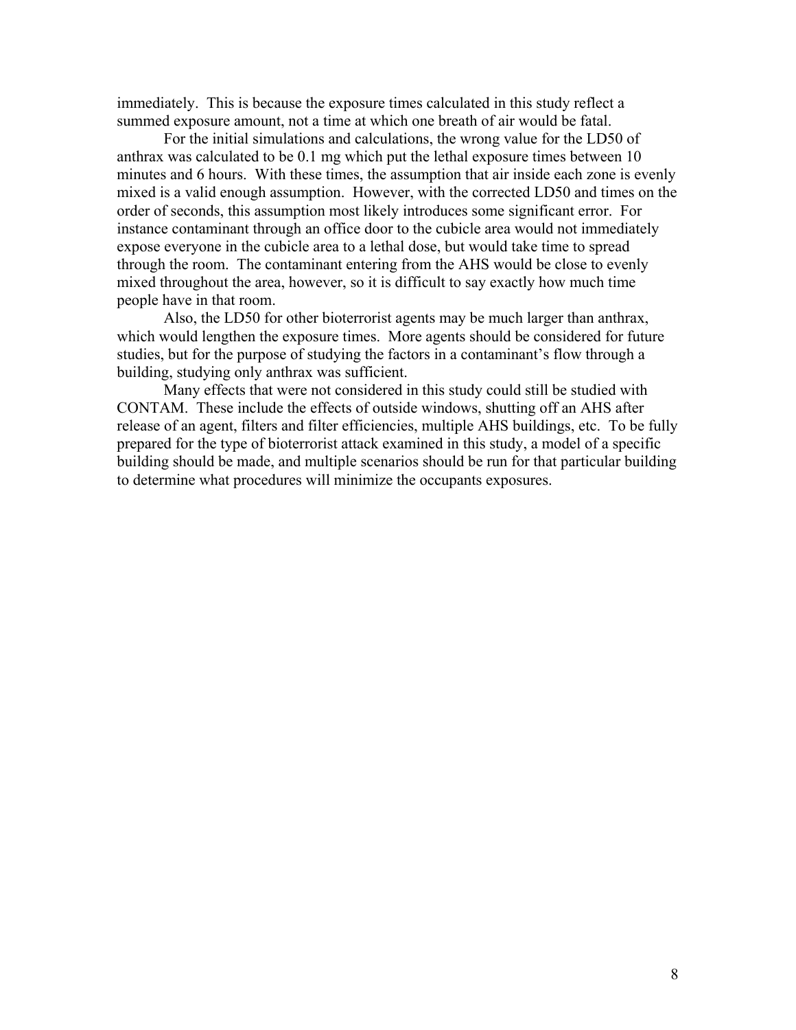immediately. This is because the exposure times calculated in this study reflect a summed exposure amount, not a time at which one breath of air would be fatal.

For the initial simulations and calculations, the wrong value for the LD50 of anthrax was calculated to be 0.1 mg which put the lethal exposure times between 10 minutes and 6 hours. With these times, the assumption that air inside each zone is evenly mixed is a valid enough assumption. However, with the corrected LD50 and times on the order of seconds, this assumption most likely introduces some significant error. For instance contaminant through an office door to the cubicle area would not immediately expose everyone in the cubicle area to a lethal dose, but would take time to spread through the room. The contaminant entering from the AHS would be close to evenly mixed throughout the area, however, so it is difficult to say exactly how much time people have in that room.

Also, the LD50 for other bioterrorist agents may be much larger than anthrax, which would lengthen the exposure times. More agents should be considered for future studies, but for the purpose of studying the factors in a contaminant's flow through a building, studying only anthrax was sufficient.

Many effects that were not considered in this study could still be studied with CONTAM. These include the effects of outside windows, shutting off an AHS after release of an agent, filters and filter efficiencies, multiple AHS buildings, etc. To be fully prepared for the type of bioterrorist attack examined in this study, a model of a specific building should be made, and multiple scenarios should be run for that particular building to determine what procedures will minimize the occupants exposures.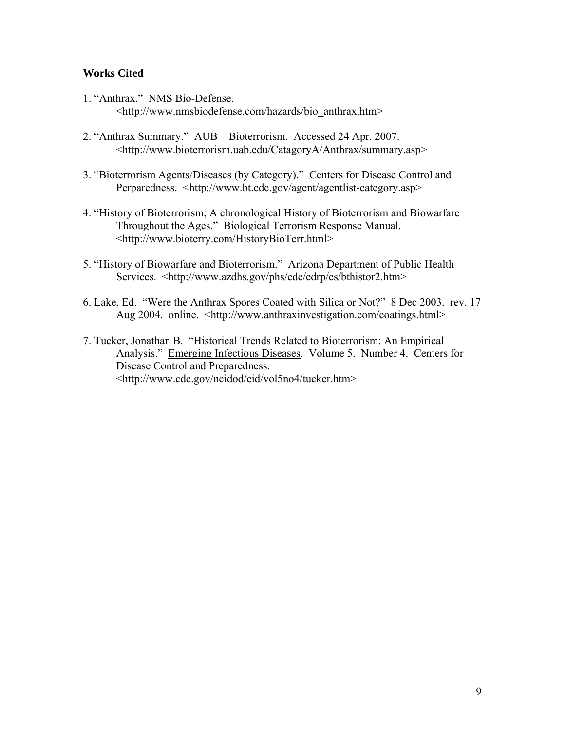**Works Cited**

1. "Anthrax." NMS Bio-Defense. <http://www.nmsbiodefense.com/hazards/bio_anthrax.htm>

2. "Anthrax Summary." AUB – Bioterrorism. Accessed 24 Apr. 2007. <http://www.bioterrorism.uab.edu/CatagoryA/Anthrax/summary.asp>

3. "Bioterrorism Agents/Diseases (by Category)." Centers for Disease Control and Perparedness. <http://www.bt.cdc.gov/agent/agentlist-category.asp>

4. "History of Bioterrorism; A chronological History of Bioterrorism and Biowarfare Throughout the Ages." Biological Terrorism Response Manual. <http://www.bioterry.com/HistoryBioTerr.html>

5. "History of Biowarfare and Bioterrorism." Arizona Department of Public Health Services. <http://www.azdhs.gov/phs/edc/edrp/es/bthistor2.htm>

6. Lake, Ed. "Were the Anthrax Spores Coated with Silica or Not?" 8 Dec 2003. rev. 17 Aug 2004. online. <http://www.anthraxinvestigation.com/coatings.html>

7. Tucker, Jonathan B. "Historical Trends Related to Bioterrorism: An Empirical Analysis." Emerging Infectious Diseases. Volume 5. Number 4. Centers for Disease Control and Preparedness. <http://www.cdc.gov/ncidod/eid/vol5no4/tucker.htm>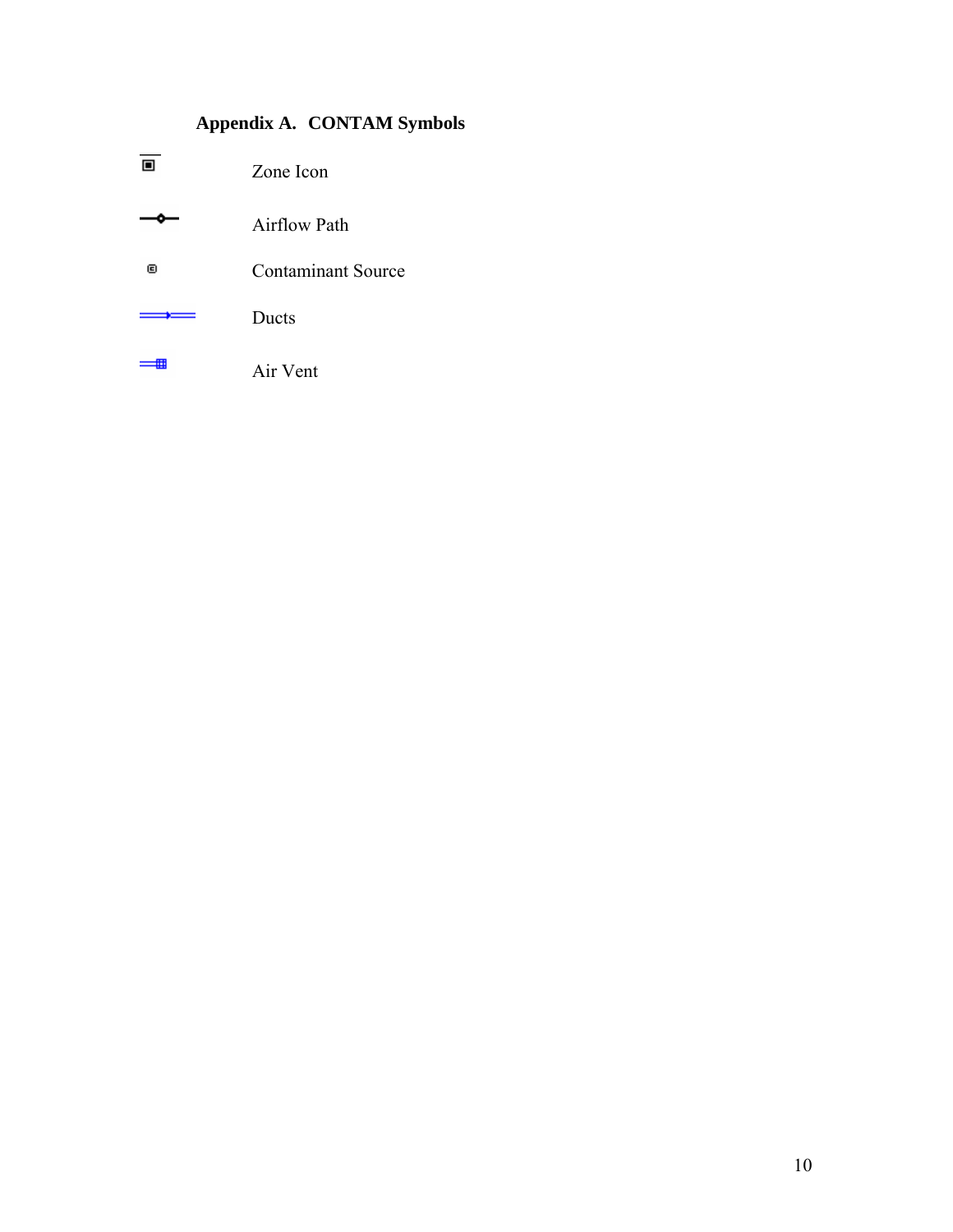## Appendix A. CONTAM Symbols

| Symbol | Description |
|---|---|
| | Zone Icon |
| | Airflow Path |
| | Contaminant Source |
| | Ducts |
| | Air Vent |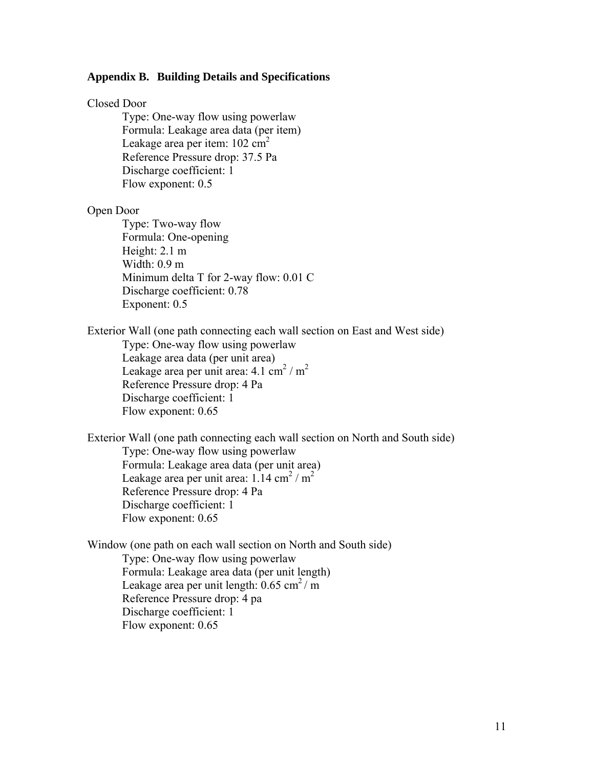## Appendix B. Building Details and Specifications

Closed Door

Type: One-way flow using powerlaw
Formula: Leakage area data (per item)
Leakage area per item: 102 $cm^2$
Reference Pressure drop: 37.5 Pa
Discharge coefficient: 1
Flow exponent: 0.5

Open Door

Type: Two-way flow
Formula: One-opening
Height: 2.1 m
Width: 0.9 m
Minimum delta T for 2-way flow: 0.01 C
Discharge coefficient: 0.78
Exponent: 0.5

Exterior Wall (one path connecting each wall section on East and West side)

Type: One-way flow using powerlaw
Leakage area data (per unit area)
Leakage area per unit area: 4.1 $cm^2$ / $m^2$
Reference Pressure drop: 4 Pa
Discharge coefficient: 1
Flow exponent: 0.65

Exterior Wall (one path connecting each wall section on North and South side)

Type: One-way flow using powerlaw
Formula: Leakage area data (per unit area)
Leakage area per unit area: 1.14 $cm^2$ / $m^2$
Reference Pressure drop: 4 Pa
Discharge coefficient: 1
Flow exponent: 0.65

Window (one path on each wall section on North and South side)

Type: One-way flow using powerlaw
Formula: Leakage area data (per unit length)
Leakage area per unit length: 0.65 $cm^2$ / m
Reference Pressure drop: 4 pa
Discharge coefficient: 1
Flow exponent: 0.65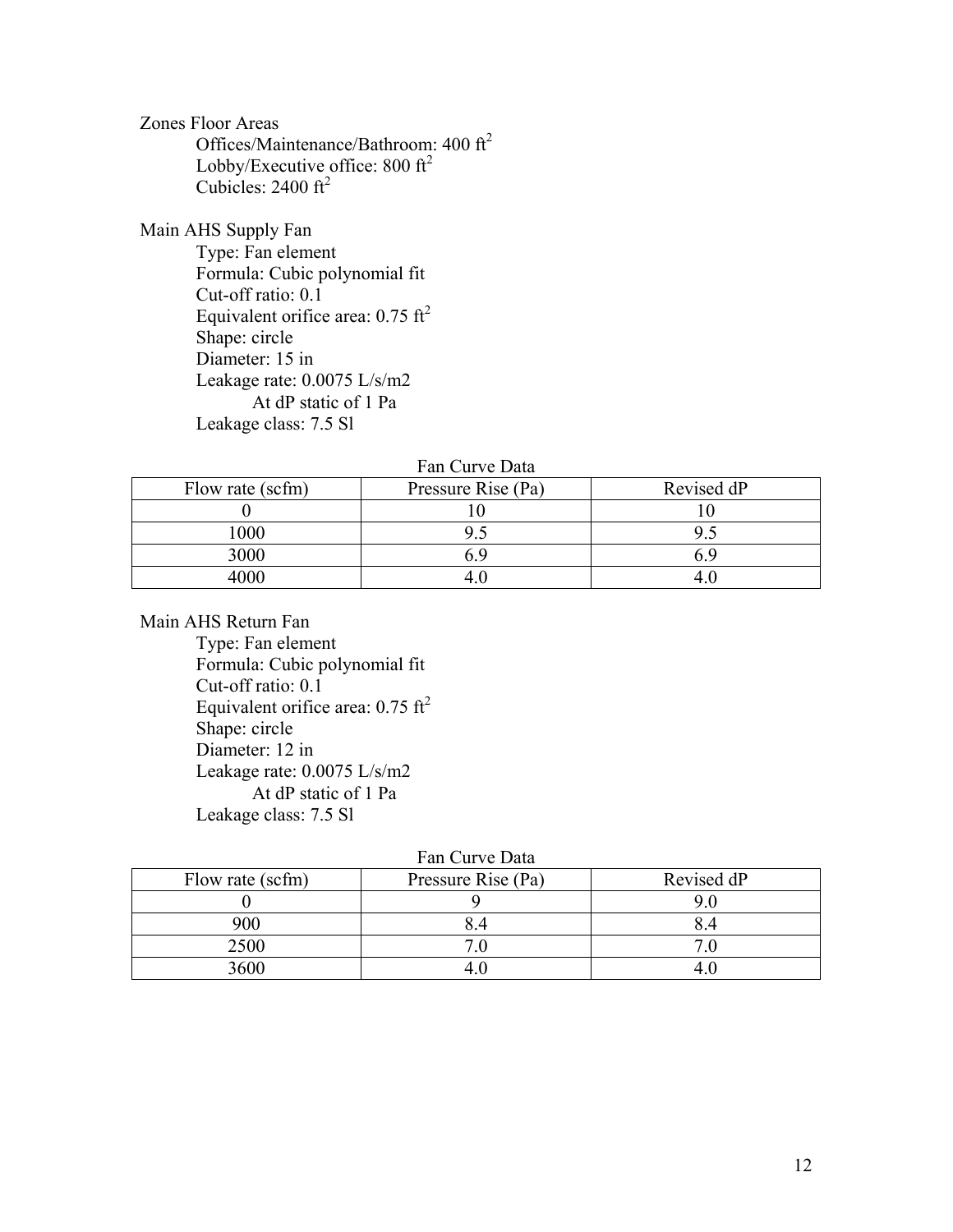Zones Floor Areas

- Offices/Maintenance/Bathroom: 400 $ft^2$
- Lobby/Executive office: 800 $ft^2$
- Cubicles: 2400 $ft^2$

Main AHS Supply Fan

- Type: Fan element
- Formula: Cubic polynomial fit
- Cut-off ratio: 0.1
- Equivalent orifice area: 0.75 $ft^2$
- Shape: circle
- Diameter: 15 in
- Leakage rate: 0.0075 L/s/m2
  - At dP static of 1 Pa
- Leakage class: 7.5 Sl

Fan Curve Data

| Flow rate (scfm) | Pressure Rise (Pa) | Revised dP |
|---|---|---|
| 0 | 10 | 10 |
| 1000 | 9.5 | 9.5 |
| 3000 | 6.9 | 6.9 |
| 4000 | 4.0 | 4.0 |

Main AHS Return Fan

- Type: Fan element
- Formula: Cubic polynomial fit
- Cut-off ratio: 0.1
- Equivalent orifice area: 0.75 $ft^2$
- Shape: circle
- Diameter: 12 in
- Leakage rate: 0.0075 L/s/m2
  - At dP static of 1 Pa
- Leakage class: 7.5 Sl

Fan Curve Data

| Flow rate (scfm) | Pressure Rise (Pa) | Revised dP |
|---|---|---|
| 0 | 9 | 9.0 |
| 900 | 8.4 | 8.4 |
| 2500 | 7.0 | 7.0 |
| 3600 | 4.0 | 4.0 |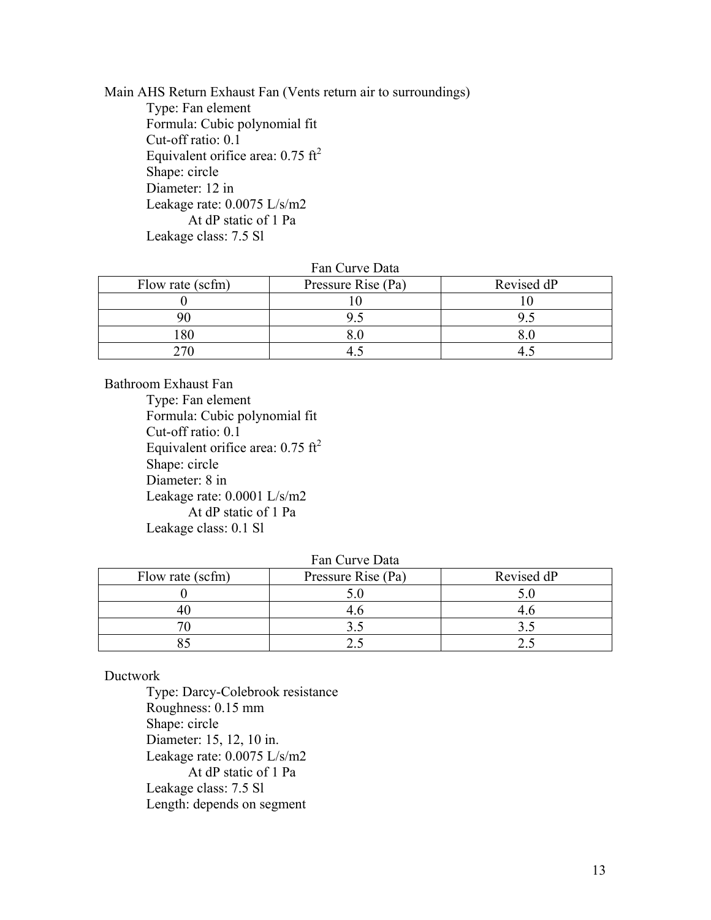Main AHS Return Exhaust Fan (Vents return air to surroundings)

Type: Fan element
Formula: Cubic polynomial fit
Cut-off ratio: 0.1
Equivalent orifice area: 0.75 $ft^2$
Shape: circle
Diameter: 12 in
Leakage rate: 0.0075 L/s/m2
At dP static of 1 Pa
Leakage class: 7.5 Sl

Fan Curve Data

| Flow rate (scfm) | Pressure Rise (Pa) | Revised dP |
|---|---|---|
| 0 | 10 | 10 |
| 90 | 9.5 | 9.5 |
| 180 | 8.0 | 8.0 |
| 270 | 4.5 | 4.5 |

Bathroom Exhaust Fan

Type: Fan element
Formula: Cubic polynomial fit
Cut-off ratio: 0.1
Equivalent orifice area: 0.75 $ft^2$
Shape: circle
Diameter: 8 in
Leakage rate: 0.0001 L/s/m2
At dP static of 1 Pa
Leakage class: 0.1 Sl

Fan Curve Data

| Flow rate (scfm) | Pressure Rise (Pa) | Revised dP |
|---|---|---|
| 0 | 5.0 | 5.0 |
| 40 | 4.6 | 4.6 |
| 70 | 3.5 | 3.5 |
| 85 | 2.5 | 2.5 |

Ductwork

Type: Darcy-Colebrook resistance
Roughness: 0.15 mm
Shape: circle
Diameter: 15, 12, 10 in.
Leakage rate: 0.0075 L/s/m2
At dP static of 1 Pa
Leakage class: 7.5 Sl
Length: depends on segment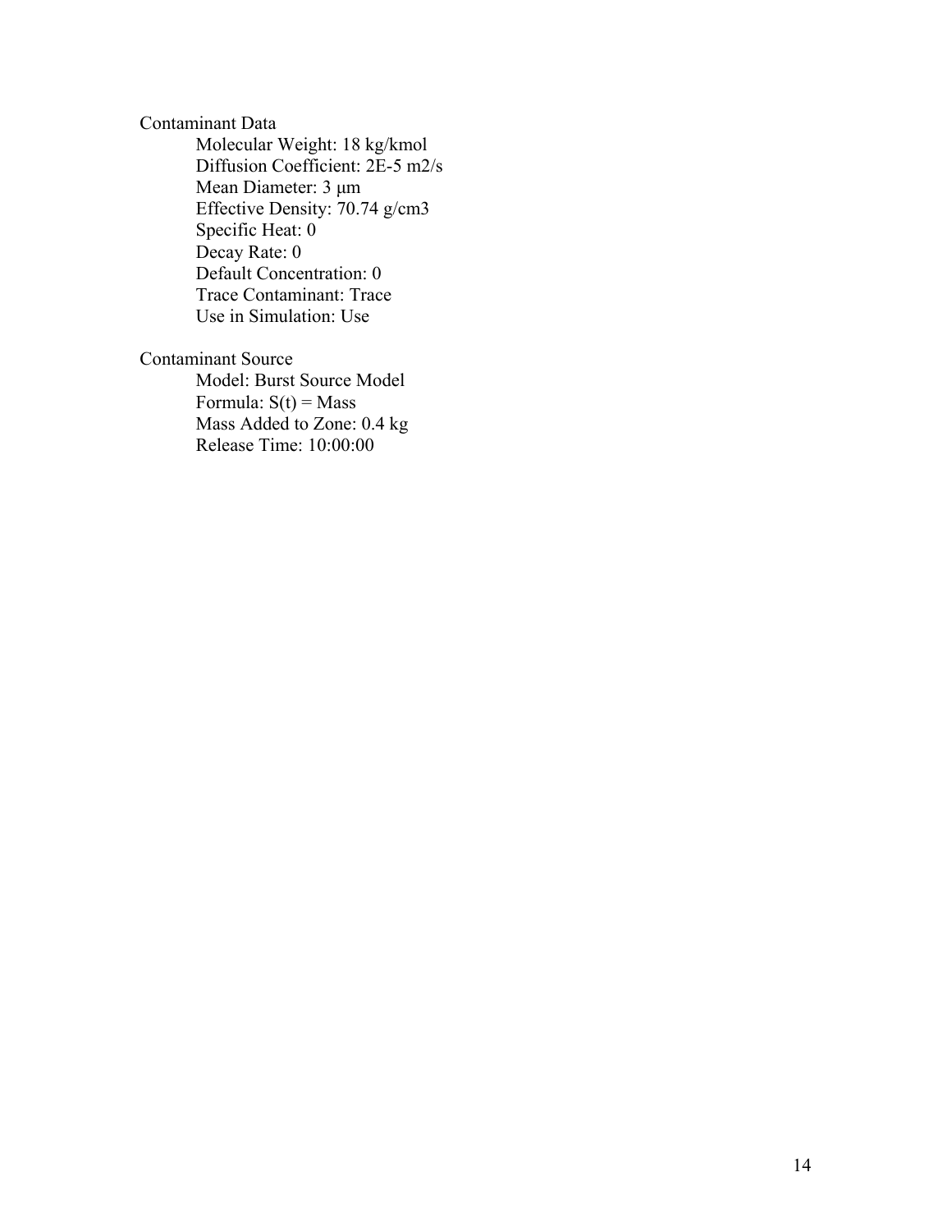Contaminant Data

- Molecular Weight: 18 kg/kmol
- Diffusion Coefficient: 2E-5 m2/s
- Mean Diameter: 3 µm
- Effective Density: 70.74 g/cm3
- Specific Heat: 0
- Decay Rate: 0
- Default Concentration: 0
- Trace Contaminant: Trace
- Use in Simulation: Use

Contaminant Source

- Model: Burst Source Model
- Formula: S(t) = Mass
- Mass Added to Zone: 0.4 kg
- Release Time: 10:00:00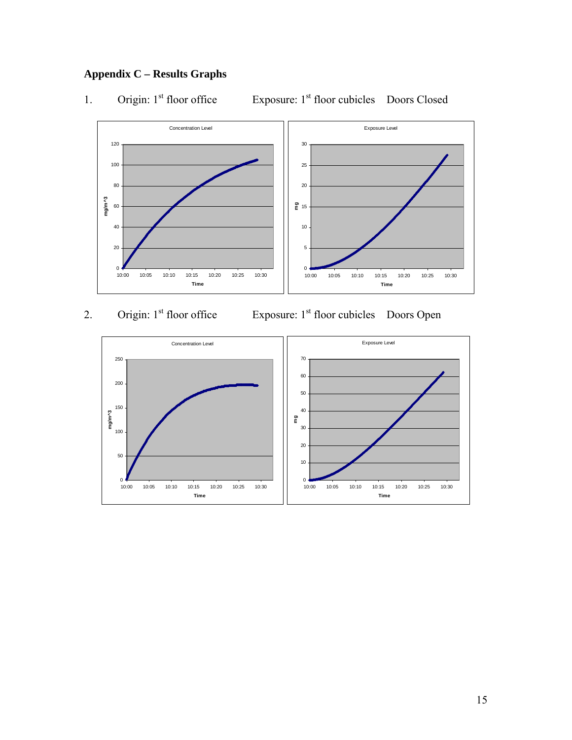## Appendix C – Results Graphs

1. Origin: 1st floor office    Exposure: 1st floor cubicles    Doors Closed

Concentration Level

Exposure Level

2. Origin: 1st floor office    Exposure: 1st floor cubicles    Doors Open

Concentration Level

Exposure Level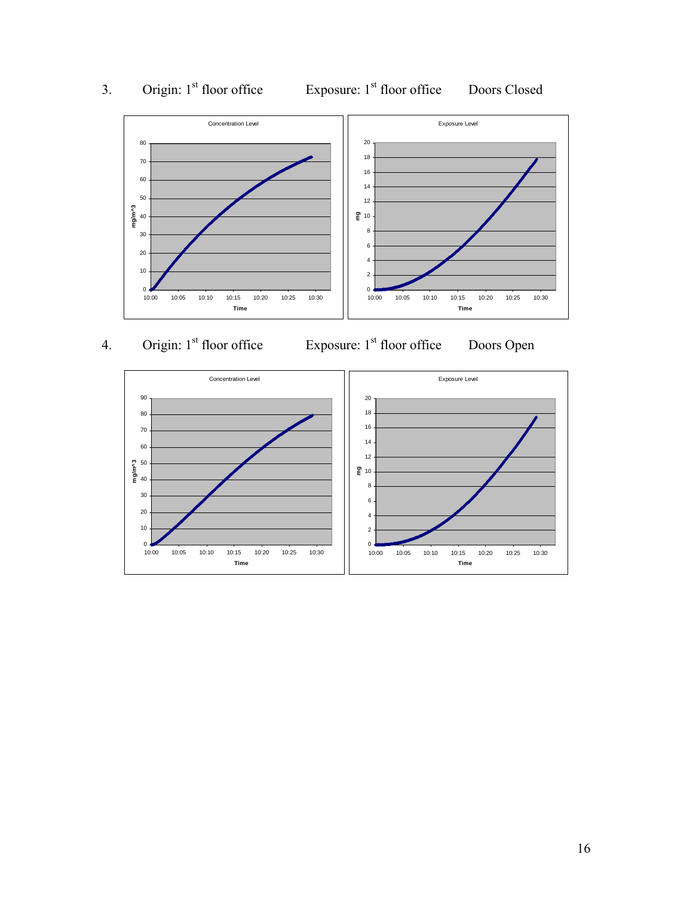3. Origin: 1st floor office Exposure: 1st floor office Doors Closed

4. Origin: 1st floor office Exposure: 1st floor office Doors Open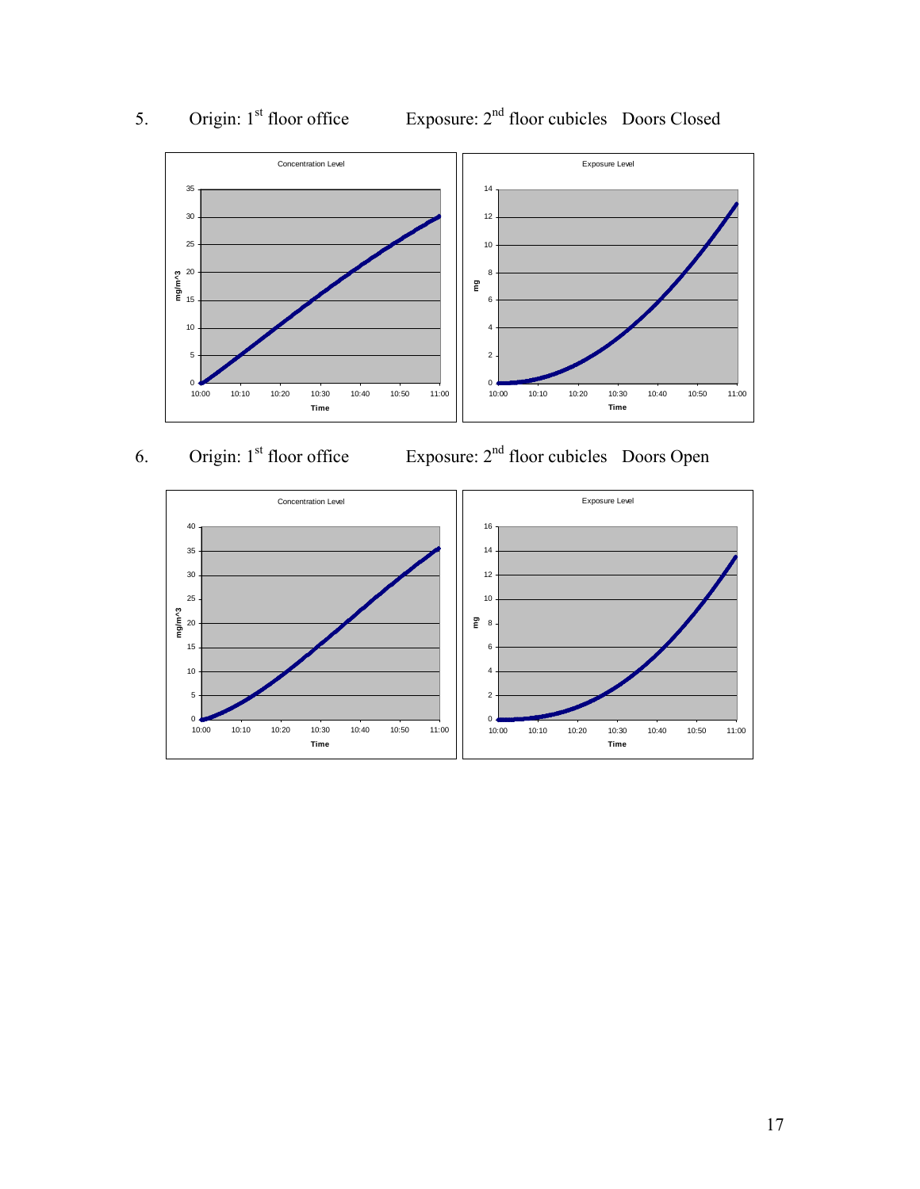5. Origin: 1st floor office Exposure: 2nd floor cubicles Doors Closed

6. Origin: 1st floor office Exposure: 2nd floor cubicles Doors Open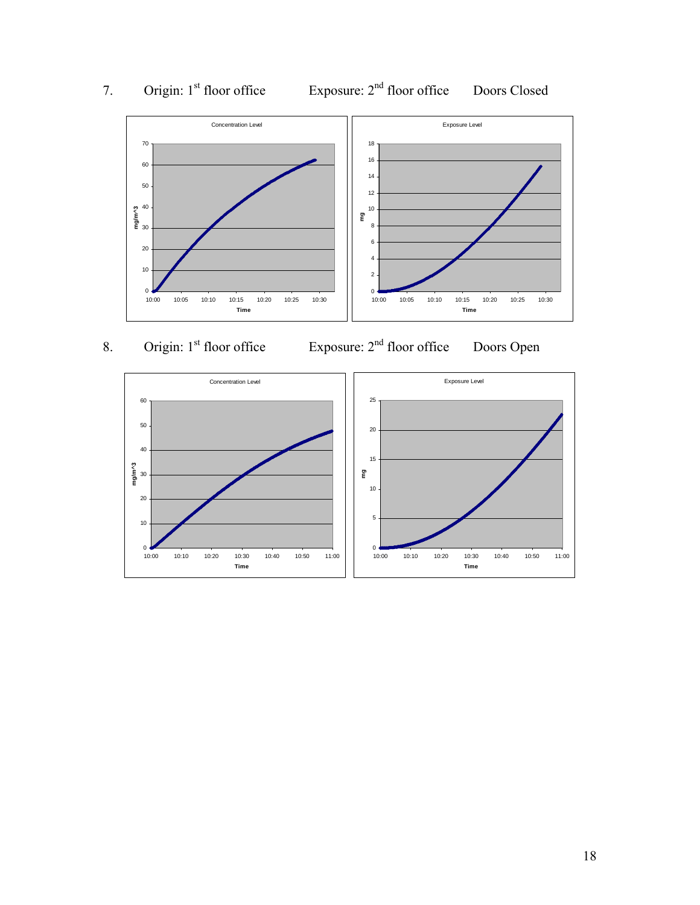7. Origin: 1st floor office Exposure: 2nd floor office Doors Closed

Concentration Level

Exposure Level

8. Origin: 1st floor office Exposure: 2nd floor office Doors Open

Concentration Level

Exposure Level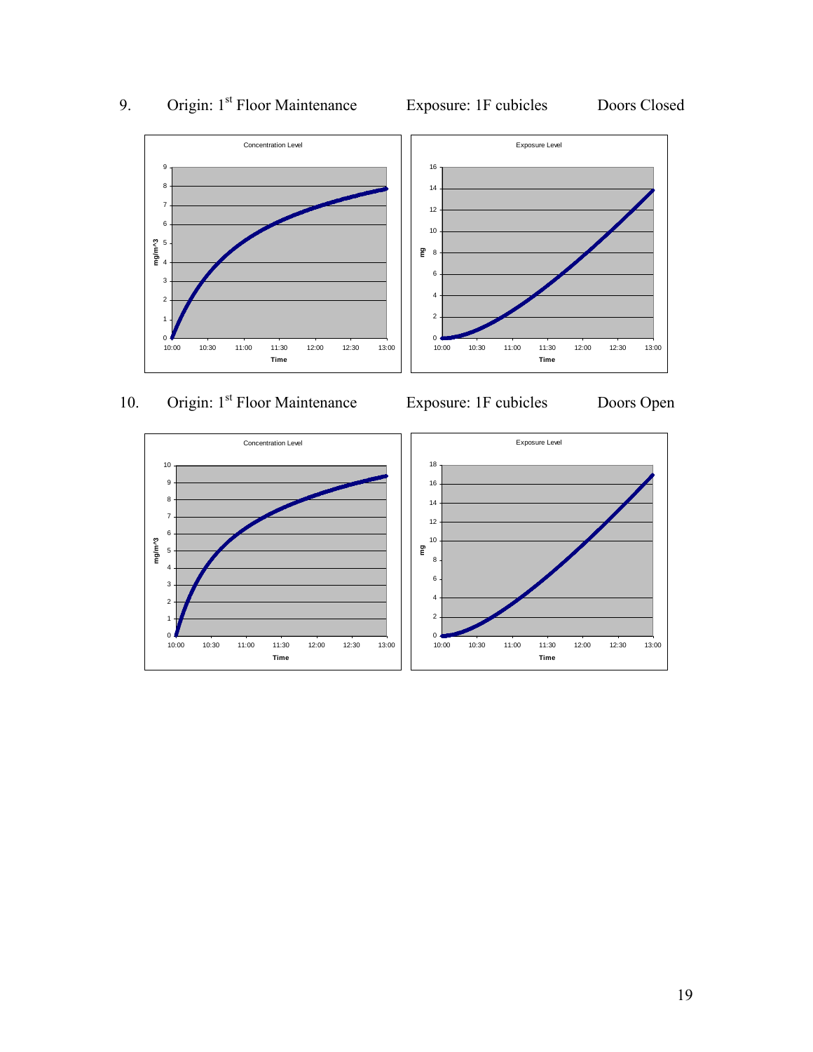9. Origin: 1st Floor Maintenance Exposure: 1F cubicles Doors Closed

10. Origin: 1st Floor Maintenance Exposure: 1F cubicles Doors Open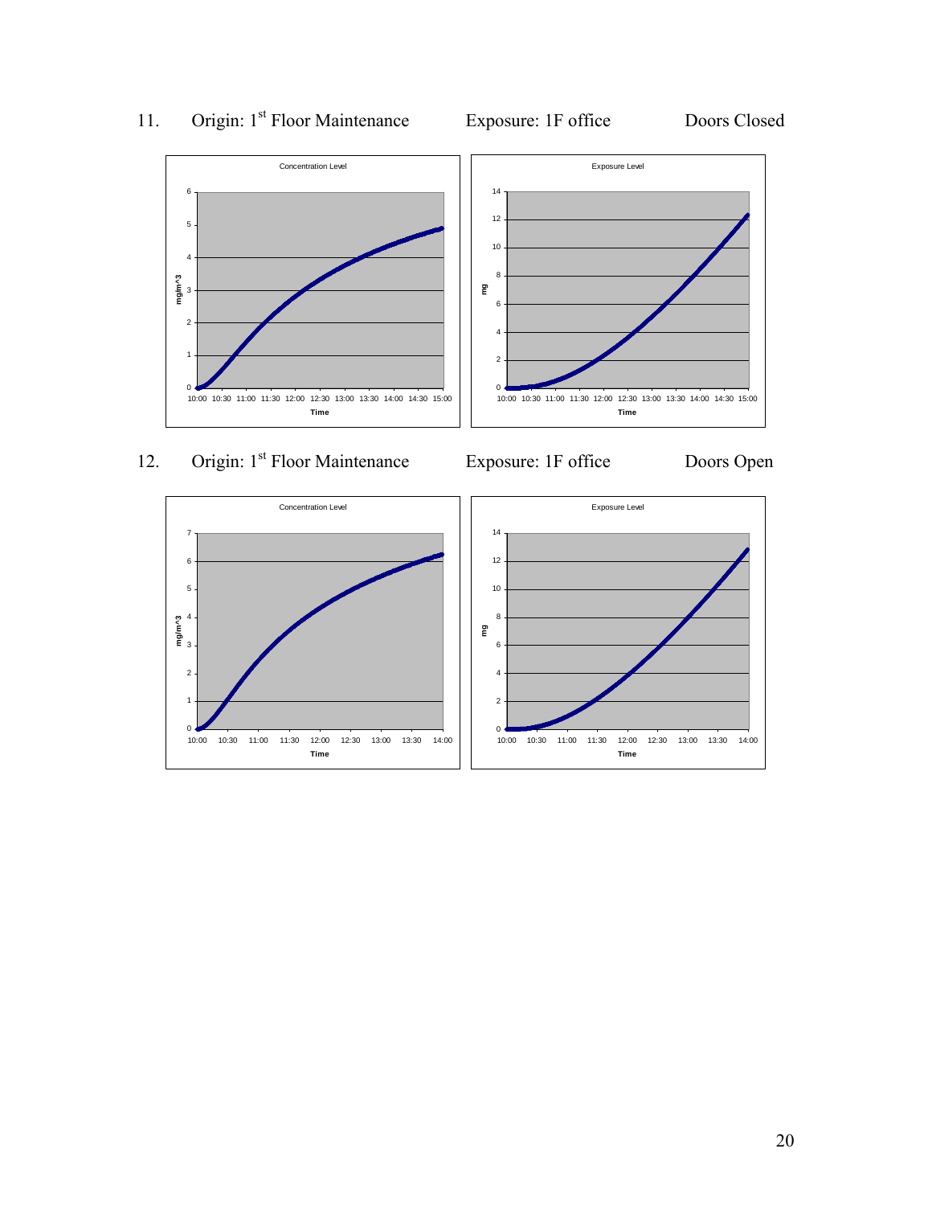11. Origin: 1[st] Floor Maintenance Exposure: 1F office Doors Closed

12. Origin: 1[st] Floor Maintenance Exposure: 1F office Doors Open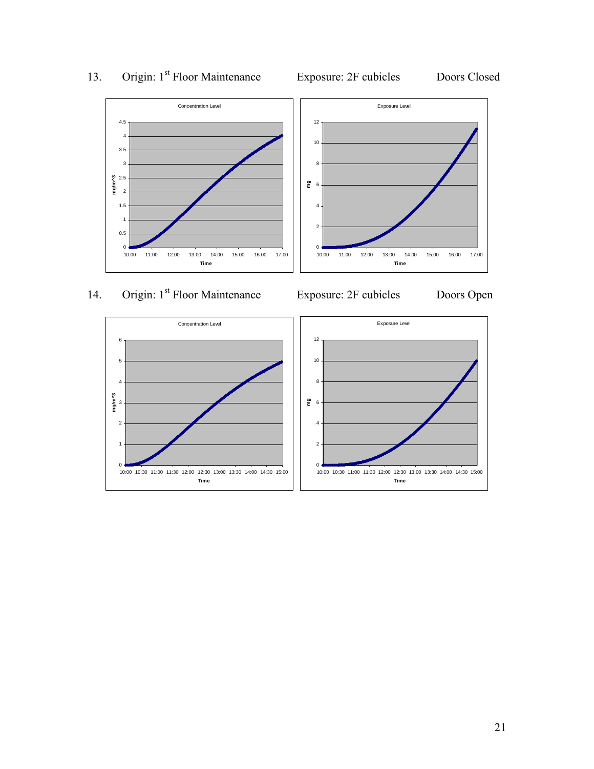13. Origin: 1st Floor Maintenance Exposure: 2F cubicles Doors Closed

Concentration Level

Exposure Level

14. Origin: 1st Floor Maintenance Exposure: 2F cubicles Doors Open

Concentration Level

Exposure Level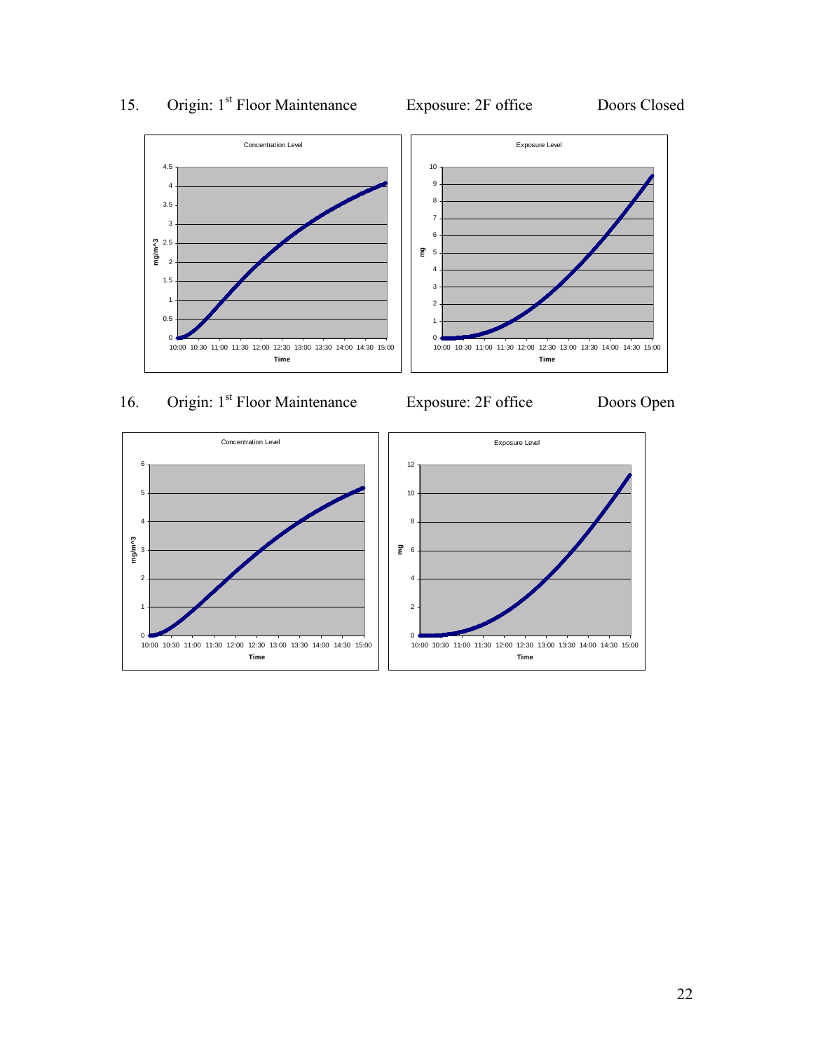15. Origin: 1st Floor Maintenance Exposure: 2F office Doors Closed

Concentration Level

mg/m^3

0
0.5
1
1.5
2
2.5
3
3.5
4
4.5

10:00 10:30 11:00 11:30 12:00 12:30 13:00 13:30 14:00 14:30 15:00

Time

Exposure Level

mg

0
1
2
3
4
5
6
7
8
9
10

10:00 10:30 11:00 11:30 12:00 12:30 13:00 13:30 14:00 14:30 15:00

Time

16. Origin: 1st Floor Maintenance Exposure: 2F office Doors Open

Concentration Level

mg/m^3

0
1
2
3
4
5
6

10:00 10:30 11:00 11:30 12:00 12:30 13:00 13:30 14:00 14:30 15:00

Time

Exposure Level

mg

0
2
4
6
8
10
12

10:00 10:30 11:00 11:30 12:00 12:30 13:00 13:30 14:00 14:30 15:00

Time